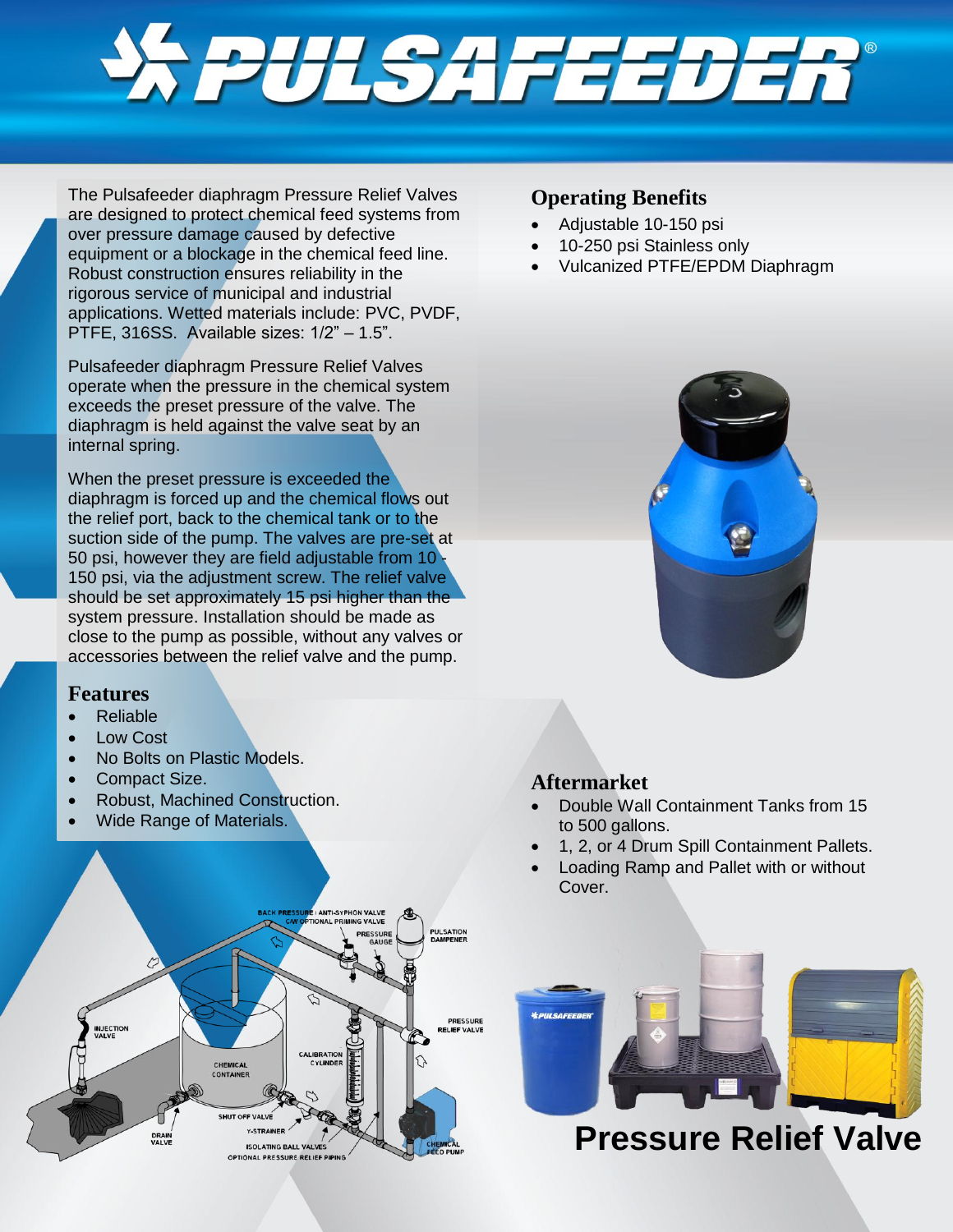# PULSAFEEDER®

The Pulsafeeder diaphragm Pressure Relief Valves are designed to protect chemical feed systems from over pressure damage caused by defective equipment or a blockage in the chemical feed line. Robust construction ensures reliability in the rigorous service of municipal and industrial applications. Wetted materials include: PVC, PVDF, PTFE, 316SS. Available sizes: 1/2" – 1.5".

Pulsafeeder diaphragm Pressure Relief Valves operate when the pressure in the chemical system exceeds the preset pressure of the valve. The diaphragm is held against the valve seat by an internal spring.

When the preset pressure is exceeded the diaphragm is forced up and the chemical flows out the relief port, back to the chemical tank or to the suction side of the pump. The valves are pre-set at 50 psi, however they are field adjustable from 10 - 150 psi, via the adjustment screw. The relief valve should be set approximately 15 psi higher than the system pressure. Installation should be made as close to the pump as possible, without any valves or accessories between the relief valve and the pump.

## Features

- Reliable
- Low Cost
- No Bolts on Plastic Models.
- Compact Size.
- Robust, Machined Construction.
- Wide Range of Materials.

## Operating Benefits

- Adjustable 10-150 psi
- 10-250 psi Stainless only
- Vulcanized PTFE/EPDM Diaphragm

## Aftermarket

- Double Wall Containment Tanks from 15 to 500 gallons.
- 1, 2, or 4 Drum Spill Containment Pallets.
- Loading Ramp and Pallet with or without Cover.

# Pressure Relief Valve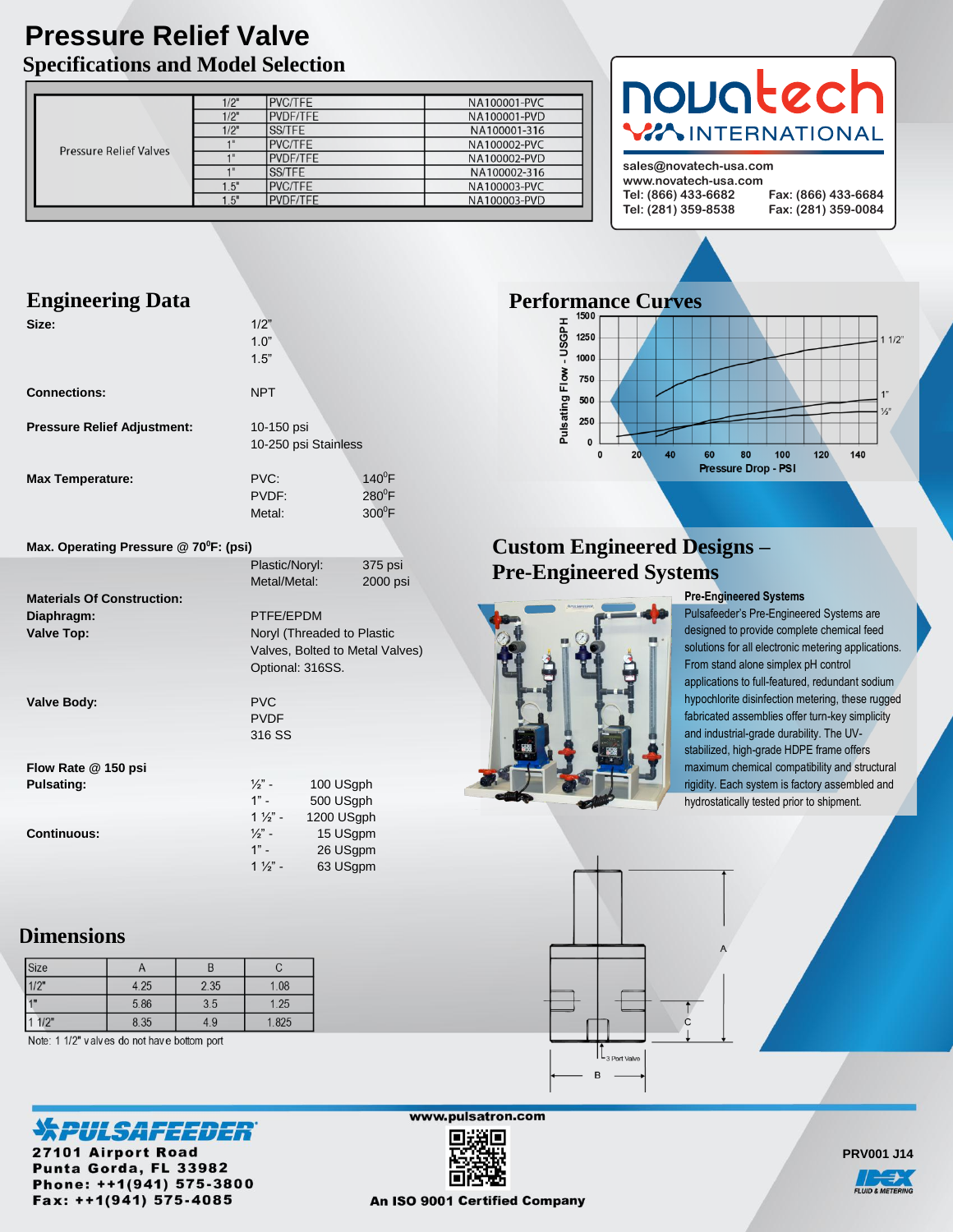# Pressure Relief Valve

## Specifications and Model Selection

| | | | |
|---|---|---|---|
| Pressure Relief Valves | 1/2" | PVC/TFE | NA100001-PVC |
| | 1/2" | PVDF/TFE | NA100001-PVD |
| | 1/2" | SS/TFE | NA100001-316 |
| | 1" | PVC/TFE | NA100002-PVC |
| | 1" | PVDF/TFE | NA100002-PVD |
| | 1" | SS/TFE | NA100002-316 |
| | 1.5" | PVC/TFE | NA100003-PVC |
| | 1.5" | PVDF/TFE | NA100003-PVD |

novatech INTERNATIONAL

sales@novatech-usa.com
www.novatech-usa.com
Tel: (866) 433-6682 Fax: (866) 433-6684
Tel: (281) 359-8538 Fax: (281) 359-0084

## Engineering Data

**Size:** 1/2", 1.0", 1.5"

**Connections:** NPT

**Pressure Relief Adjustment:** 10-150 psi; 10-250 psi Stainless

**Max Temperature:**
- PVC: 140°F
- PVDF: 280°F
- Metal: 300°F

**Max. Operating Pressure @ 70°F: (psi)**
- Plastic/Noryl: 375 psi
- Metal/Metal: 2000 psi

**Materials Of Construction:**

**Diaphragm:** PTFE/EPDM

**Valve Top:** Noryl (Threaded to Plastic Valves, Bolted to Metal Valves) Optional: 316SS.

**Valve Body:** PVC, PVDF, 316 SS

**Flow Rate @ 150 psi**

**Pulsating:**
- ½" - 100 USgph
- 1" - 500 USgph
- 1 ½" - 1200 USgph

**Continuous:**
- ½" - 15 USgpm
- 1" - 26 USgpm
- 1 ½" - 63 USgpm

## Performance Curves

Pulsating Flow - USGPH
1500
1250
1000
750
500
250
0
0 20 40 60 80 100 120 140
Pressure Drop - PSI
1 1/2"
1"
½"

## Custom Engineered Designs – Pre-Engineered Systems

**Pre-Engineered Systems**

Pulsafeeder's Pre-Engineered Systems are designed to provide complete chemical feed solutions for all electronic metering applications. From stand alone simplex pH control applications to full-featured, redundant sodium hypochlorite disinfection metering, these rugged fabricated assemblies offer turn-key simplicity and industrial-grade durability. The UV-stabilized, high-grade HDPE frame offers maximum chemical compatibility and structural rigidity. Each system is factory assembled and hydrostatically tested prior to shipment.

## Dimensions

| Size | A | B | C |
|---|---|---|---|
| 1/2" | 4.25 | 2.35 | 1.08 |
| 1" | 5.86 | 3.5 | 1.25 |
| 1 1/2" | 8.35 | 4.9 | 1.825 |

Note: 1 1/2" valves do not have bottom port

A
C
3 Port Valve
B

PULSAFEEDER
27101 Airport Road
Punta Gorda, FL 33982
Phone: ++1(941) 575-3800
Fax: ++1(941) 575-4085

www.pulsatron.com

An ISO 9001 Certified Company

PRV001 J14

IDEX FLUID & METERING